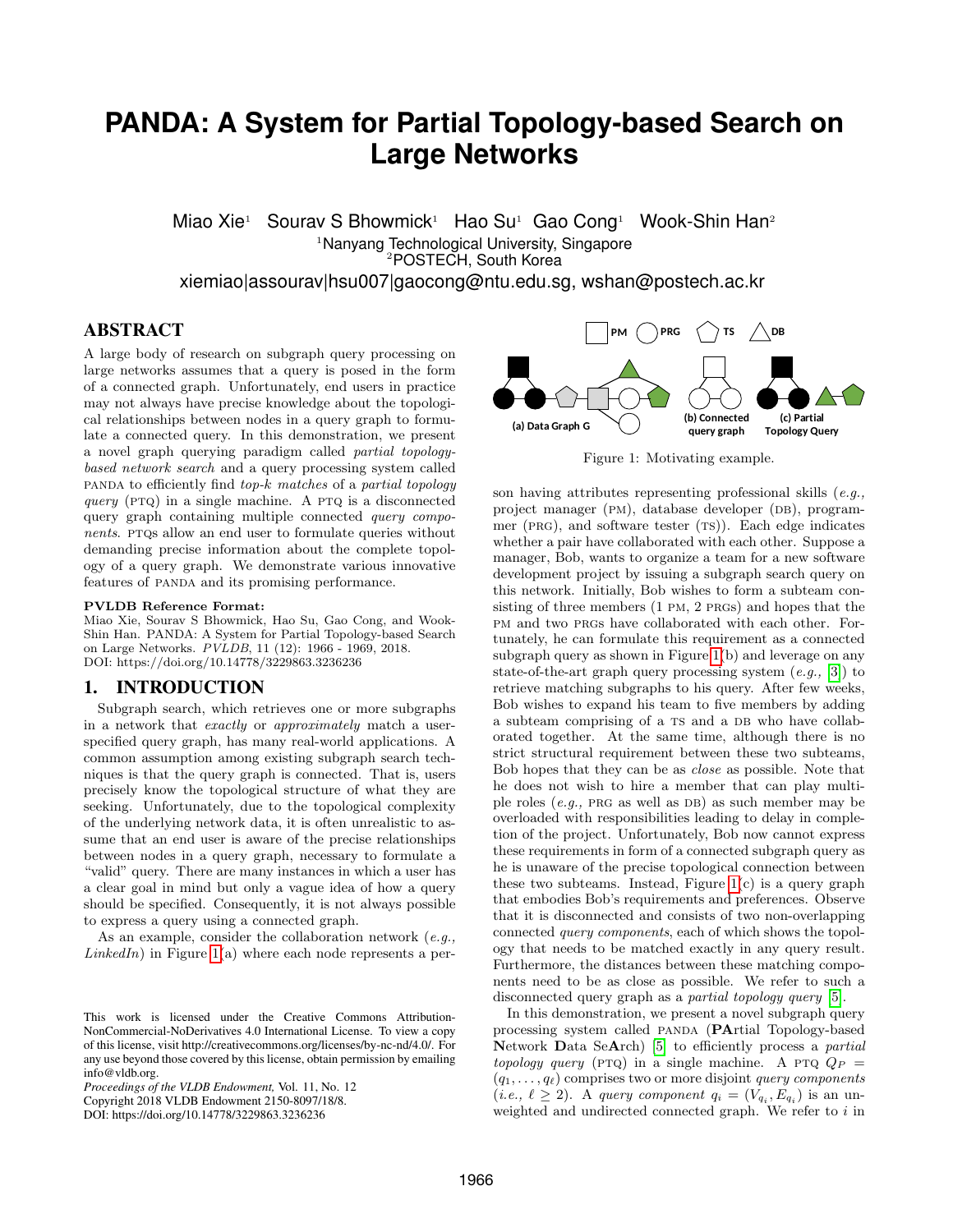# PANDA: A System for Partial Topology-based Search on Large Networks

Miao Xie[1] Sourav S Bhowmick[1] Hao Su[1] Gao Cong[1] Wook-Shin Han[2]

[1]Nanyang Technological University, Singapore
[2]POSTECH, South Korea

xiemiao|assourav|hsu007|gaocong@ntu.edu.sg, wshan@postech.ac.kr

## ABSTRACT

A large body of research on subgraph query processing on large networks assumes that a query is posed in the form of a connected graph. Unfortunately, end users in practice may not always have precise knowledge about the topological relationships between nodes in a query graph to formulate a connected query. In this demonstration, we present a novel graph querying paradigm called *partial topology-based network search* and a query processing system called PANDA to efficiently find *top-k matches* of a *partial topology query* (PTQ) in a single machine. A PTQ is a disconnected query graph containing multiple connected *query components*. PTQs allow an end user to formulate queries without demanding precise information about the complete topology of a query graph. We demonstrate various innovative features of PANDA and its promising performance.

**PVLDB Reference Format:**
Miao Xie, Sourav S Bhowmick, Hao Su, Gao Cong, and Wook-Shin Han. PANDA: A System for Partial Topology-based Search on Large Networks. *PVLDB*, 11 (12): 1966 - 1969, 2018.
DOI: https://doi.org/10.14778/3229863.3236236

## 1. INTRODUCTION

Subgraph search, which retrieves one or more subgraphs in a network that *exactly* or *approximately* match a user-specified query graph, has many real-world applications. A common assumption among existing subgraph search techniques is that the query graph is connected. That is, users precisely know the topological structure of what they are seeking. Unfortunately, due to the topological complexity of the underlying network data, it is often unrealistic to assume that an end user is aware of the precise relationships between nodes in a query graph, necessary to formulate a "valid" query. There are many instances in which a user has a clear goal in mind but only a vague idea of how a query should be specified. Consequently, it is not always possible to express a query using a connected graph.

As an example, consider the collaboration network (*e.g., LinkedIn*) in Figure 1(a) where each node represents a person having attributes representing professional skills (*e.g.,* project manager (PM), database developer (DB), programmer (PRG), and software tester (TS)). Each edge indicates whether a pair have collaborated with each other. Suppose a manager, Bob, wants to organize a team for a new software development project by issuing a subgraph search query on this network. Initially, Bob wishes to form a subteam consisting of three members (1 PM, 2 PRGs) and hopes that the PM and two PRGs have collaborated with each other. Fortunately, he can formulate this requirement as a connected subgraph query as shown in Figure 1(b) and leverage on any state-of-the-art graph query processing system (*e.g.,* [3]) to retrieve matching subgraphs to his query. After few weeks, Bob wishes to expand his team to five members by adding a subteam comprising of a TS and a DB who have collaborated together. At the same time, although there is no strict structural requirement between these two subteams, Bob hopes that they can be as *close* as possible. Note that he does not wish to hire a member that can play multiple roles (*e.g.,* PRG as well as DB) as such member may be overloaded with responsibilities leading to delay in completion of the project. Unfortunately, Bob now cannot express these requirements in form of a connected subgraph query as he is unaware of the precise topological connection between these two subteams. Instead, Figure 1(c) is a query graph that embodies Bob's requirements and preferences. Observe that it is disconnected and consists of two non-overlapping connected *query components*, each of which shows the topology that needs to be matched exactly in any query result. Furthermore, the distances between these matching components need to be as close as possible. We refer to such a disconnected query graph as a *partial topology query* [5].

PM PRG TS DB

(a) Data Graph G (b) Connected query graph (c) Partial Topology Query

Figure 1: Motivating example.

In this demonstration, we present a novel subgraph query processing system called PANDA (**PA**rtial Topology-based **N**etwork **D**ata Se**A**rch) [5] to efficiently process a *partial topology query* (PTQ) in a single machine. A PTQ $Q_P = (q_1, \ldots, q_\ell)$ comprises two or more disjoint *query components* (*i.e.,* $\ell \geq 2$). A *query component* $q_i = (V_{q_i}, E_{q_i})$ is an unweighted and undirected connected graph. We refer to $i$ in

This work is licensed under the Creative Commons Attribution-NonCommercial-NoDerivatives 4.0 International License. To view a copy of this license, visit http://creativecommons.org/licenses/by-nc-nd/4.0/. For any use beyond those covered by this license, obtain permission by emailing info@vldb.org.
*Proceedings of the VLDB Endowment,* Vol. 11, No. 12
Copyright 2018 VLDB Endowment 2150-8097/18/8.
DOI: https://doi.org/10.14778/3229863.3236236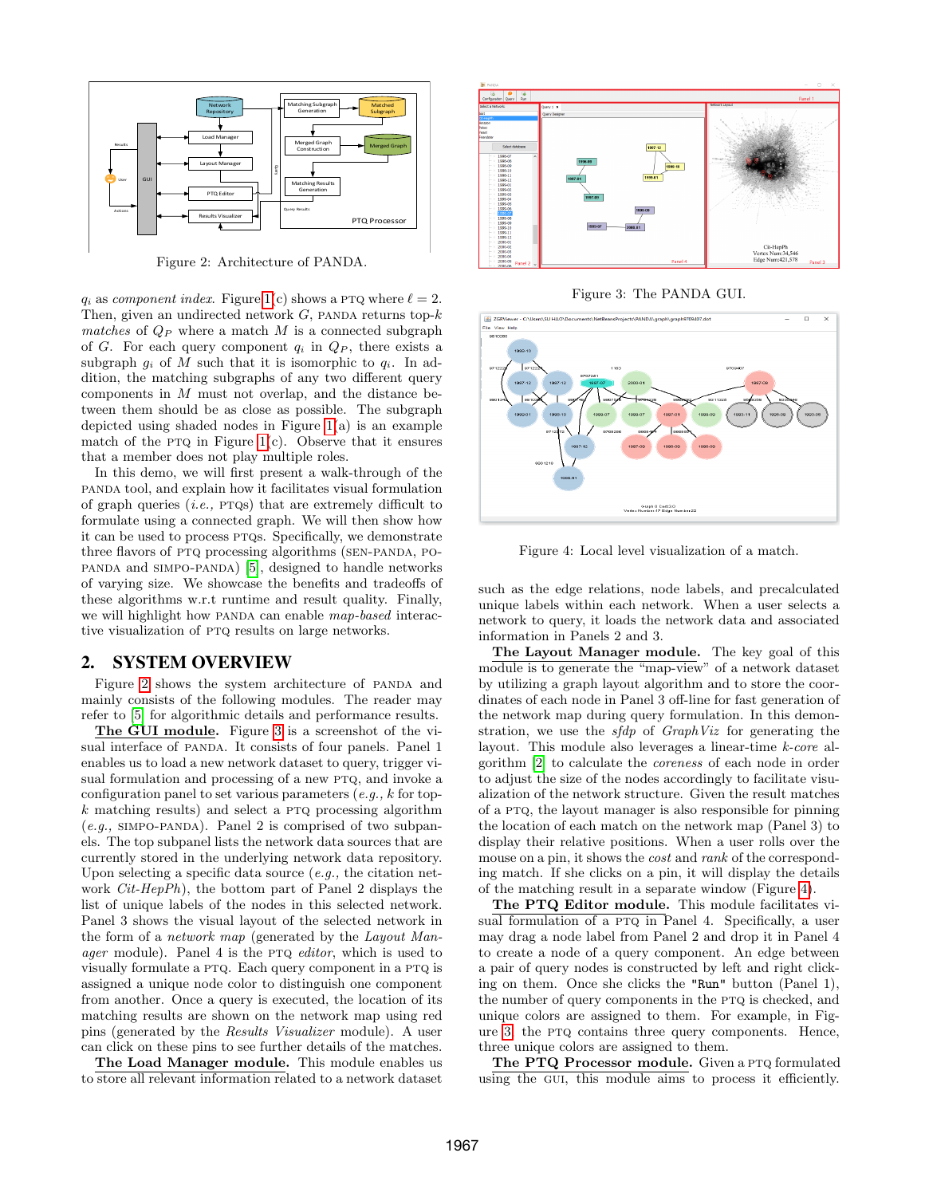Figure 2: Architecture of PANDA.

Figure 3: The PANDA GUI.

Figure 4: Local level visualization of a match.

$q_i$ as *component index*. Figure 1(c) shows a PTQ where $\ell = 2$. Then, given an undirected network $G$, PANDA returns top-$k$ *matches* of $Q_P$ where a match $M$ is a connected subgraph of $G$. For each query component $q_i$ in $Q_P$, there exists a subgraph $g_i$ of $M$ such that it is isomorphic to $q_i$. In addition, the matching subgraphs of any two different query components in $M$ must not overlap, and the distance between them should be as close as possible. The subgraph depicted using shaded nodes in Figure 1(a) is an example match of the PTQ in Figure 1(c). Observe that it ensures that a member does not play multiple roles.

In this demo, we will first present a walk-through of the PANDA tool, and explain how it facilitates visual formulation of graph queries (*i.e.,* PTQs) that are extremely difficult to formulate using a connected graph. We will then show how it can be used to process PTQs. Specifically, we demonstrate three flavors of PTQ processing algorithms (SEN-PANDA, PO-PANDA and SIMPO-PANDA) [5], designed to handle networks of varying size. We showcase the benefits and tradeoffs of these algorithms w.r.t runtime and result quality. Finally, we will highlight how PANDA can enable *map-based* interactive visualization of PTQ results on large networks.

## 2. SYSTEM OVERVIEW

Figure 2 shows the system architecture of PANDA and mainly consists of the following modules. The reader may refer to [5] for algorithmic details and performance results.

**The GUI module.** Figure 3 is a screenshot of the visual interface of PANDA. It consists of four panels. Panel 1 enables us to load a new network dataset to query, trigger visual formulation and processing of a new PTQ, and invoke a configuration panel to set various parameters (*e.g., k* for top-$k$ matching results) and select a PTQ processing algorithm (*e.g.,* SIMPO-PANDA). Panel 2 is comprised of two subpanels. The top subpanel lists the network data sources that are currently stored in the underlying network data repository. Upon selecting a specific data source (*e.g.,* the citation network *Cit-HepPh*), the bottom part of Panel 2 displays the list of unique labels of the nodes in this selected network. Panel 3 shows the visual layout of the selected network in the form of a *network map* (generated by the *Layout Manager* module). Panel 4 is the PTQ *editor*, which is used to visually formulate a PTQ. Each query component in a PTQ is assigned a unique node color to distinguish one component from another. Once a query is executed, the location of its matching results are shown on the network map using red pins (generated by the *Results Visualizer* module). A user can click on these pins to see further details of the matches.

**The Load Manager module.** This module enables us to store all relevant information related to a network dataset such as the edge relations, node labels, and precalculated unique labels within each network. When a user selects a network to query, it loads the network data and associated information in Panels 2 and 3.

**The Layout Manager module.** The key goal of this module is to generate the "map-view" of a network dataset by utilizing a graph layout algorithm and to store the coordinates of each node in Panel 3 off-line for fast generation of the network map during query formulation. In this demonstration, we use the *sfdp* of *GraphViz* for generating the layout. This module also leverages a linear-time $k$-*core* algorithm [2] to calculate the *coreness* of each node in order to adjust the size of the nodes accordingly to facilitate visualization of the network structure. Given the result matches of a PTQ, the layout manager is also responsible for pinning the location of each match on the network map (Panel 3) to display their relative positions. When a user rolls over the mouse on a pin, it shows the *cost* and *rank* of the corresponding match. If she clicks on a pin, it will display the details of the matching result in a separate window (Figure 4).

**The PTQ Editor module.** This module facilitates visual formulation of a PTQ in Panel 4. Specifically, a user may drag a node label from Panel 2 and drop it in Panel 4 to create a node of a query component. An edge between a pair of query nodes is constructed by left and right clicking on them. Once she clicks the "Run" button (Panel 1), the number of query components in the PTQ is checked, and unique colors are assigned to them. For example, in Figure 3, the PTQ contains three query components. Hence, three unique colors are assigned to them.

**The PTQ Processor module.** Given a PTQ formulated using the GUI, this module aims to process it efficiently.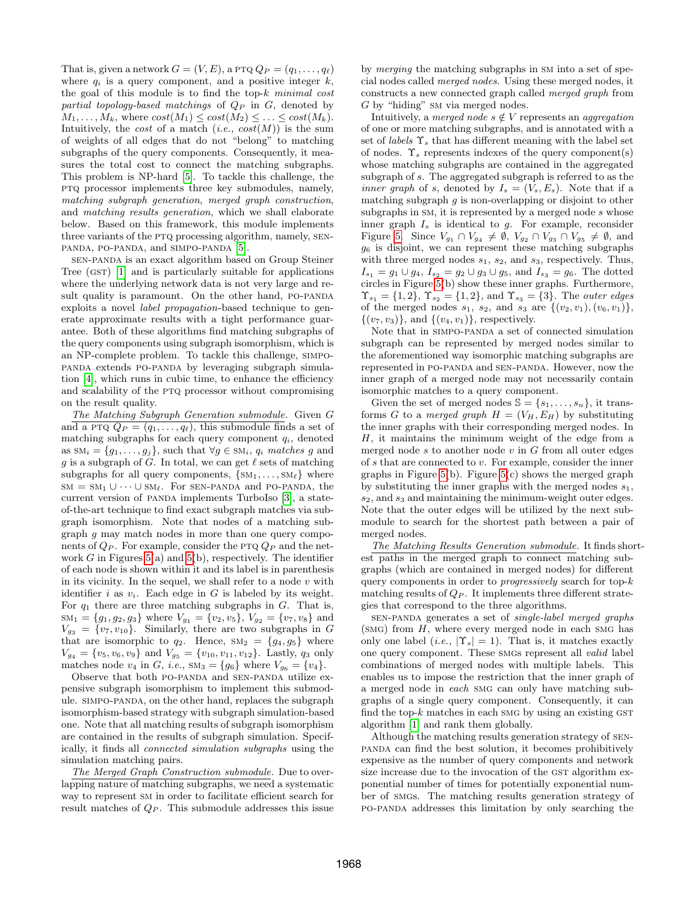That is, given a network $G = (V, E)$, a PTQ $Q_P = (q_1, \ldots, q_\ell)$ where $q_i$ is a query component, and a positive integer $k$, the goal of this module is to find the top-$k$ *minimal cost partial topology-based matchings* of $Q_P$ in $G$, denoted by $M_1, \ldots, M_k$, where $cost(M_1) \leq cost(M_2) \leq \ldots \leq cost(M_k)$. Intuitively, the *cost* of a match (*i.e., $cost(M)$*) is the sum of weights of all edges that do not "belong" to matching subgraphs of the query components. Consequently, it measures the total cost to connect the matching subgraphs. This problem is NP-hard [5]. To tackle this challenge, the PTQ processor implements three key submodules, namely, *matching subgraph generation*, *merged graph construction*, and *matching results generation*, which we shall elaborate below. Based on this framework, this module implements three variants of the PTQ processing algorithm, namely, SEN-PANDA, PO-PANDA, and SIMPO-PANDA [5].

SEN-PANDA is an exact algorithm based on Group Steiner Tree (GST) [1] and is particularly suitable for applications where the underlying network data is not very large and result quality is paramount. On the other hand, PO-PANDA exploits a novel *label propagation*-based technique to generate approximate results with a tight performance guarantee. Both of these algorithms find matching subgraphs of the query components using subgraph isomorphism, which is an NP-complete problem. To tackle this challenge, SIMPO-PANDA extends PO-PANDA by leveraging subgraph simulation [4], which runs in cubic time, to enhance the efficiency and scalability of the PTQ processor without compromising on the result quality.

<u>*The Matching Subgraph Generation submodule.*</u> Given $G$ and a PTQ $Q_P = (q_1, \ldots, q_\ell)$, this submodule finds a set of matching subgraphs for each query component $q_i$, denoted as $\text{SM}_i = \{g_1, \ldots, g_j\}$, such that $\forall g \in \text{SM}_i$, $q_i$ *matches* $g$ and $g$ is a subgraph of $G$. In total, we can get $\ell$ sets of matching subgraphs for all query components, $\{\text{SM}_1, \ldots, \text{SM}_\ell\}$ where $\text{SM} = \text{SM}_1 \cup \cdots \cup \text{SM}_\ell$. For SEN-PANDA and PO-PANDA, the current version of PANDA implements TurboIso [3], a state-of-the-art technique to find exact subgraph matches via subgraph isomorphism. Note that nodes of a matching subgraph $g$ may match nodes in more than one query components of $Q_P$. For example, consider the PTQ $Q_P$ and the network $G$ in Figures 5(a) and 5(b), respectively. The identifier of each node is shown within it and its label is in parenthesis in its vicinity. In the sequel, we shall refer to a node $v$ with identifier $i$ as $v_i$. Each edge in $G$ is labeled by its weight. For $q_1$ there are three matching subgraphs in $G$. That is, $\text{SM}_1 = \{g_1, g_2, g_3\}$ where $V_{g_1} = \{v_2, v_5\}$, $V_{g_2} = \{v_7, v_8\}$ and $V_{g_3} = \{v_7, v_{10}\}$. Similarly, there are two subgraphs in $G$ that are isomorphic to $q_2$. Hence, $\text{SM}_2 = \{g_4, g_5\}$ where $V_{g_4} = \{v_5, v_6, v_9\}$ and $V_{g_5} = \{v_{10}, v_{11}, v_{12}\}$. Lastly, $q_3$ only matches node $v_4$ in $G$, *i.e.,* $\text{SM}_3 = \{g_6\}$ where $V_{g_6} = \{v_4\}$.

Observe that both PO-PANDA and SEN-PANDA utilize expensive subgraph isomorphism to implement this submodule. SIMPO-PANDA, on the other hand, replaces the subgraph isomorphism-based strategy with subgraph simulation-based one. Note that all matching results of subgraph isomorphism are contained in the results of subgraph simulation. Specifically, it finds all *connected simulation subgraphs* using the simulation matching pairs.

<u>*The Merged Graph Construction submodule.*</u> Due to overlapping nature of matching subgraphs, we need a systematic way to represent SM in order to facilitate efficient search for result matches of $Q_P$. This submodule addresses this issue by *merging* the matching subgraphs in SM into a set of special nodes called *merged nodes*. Using these merged nodes, it constructs a new connected graph called *merged graph* from $G$ by "hiding" SM via merged nodes.

Intuitively, a *merged node* $s \notin V$ represents an *aggregation* of one or more matching subgraphs, and is annotated with a set of *labels* $\Upsilon_s$ that has different meaning with the label set of nodes. $\Upsilon_s$ represents indexes of the query component(s) whose matching subgraphs are contained in the aggregated subgraph of $s$. The aggregated subgraph is referred to as the *inner graph* of $s$, denoted by $I_s = (V_s, E_s)$. Note that if a matching subgraph $g$ is non-overlapping or disjoint to other subgraphs in SM, it is represented by a merged node $s$ whose inner graph $I_s$ is identical to $g$. For example, reconsider Figure 5. Since $V_{g_1} \cap V_{g_4} \neq \emptyset$, $V_{g_2} \cap V_{g_3} \cap V_{g_5} \neq \emptyset$, and $g_6$ is disjoint, we can represent these matching subgraphs with three merged nodes $s_1$, $s_2$, and $s_3$, respectively. Thus, $I_{s_1} = g_1 \cup g_4$, $I_{s_2} = g_2 \cup g_3 \cup g_5$, and $I_{s_3} = g_6$. The dotted circles in Figure 5(b) show these inner graphs. Furthermore, $\Upsilon_{s_1} = \{1, 2\}$, $\Upsilon_{s_2} = \{1, 2\}$, and $\Upsilon_{s_3} = \{3\}$. The *outer edges* of the merged nodes $s_1$, $s_2$, and $s_3$ are $\{(v_2, v_1), (v_6, v_1)\}$, $\{(v_7, v_3)\}$, and $\{(v_4, v_1)\}$, respectively.

Note that in SIMPO-PANDA a set of connected simulation subgraph can be represented by merged nodes similar to the aforementioned way isomorphic matching subgraphs are represented in PO-PANDA and SEN-PANDA. However, now the inner graph of a merged node may not necessarily contain isomorphic matches to a query component.

Given the set of merged nodes $\mathbb{S} = \{s_1, \ldots, s_n\}$, it transforms $G$ to a *merged graph* $H = (V_H, E_H)$ by substituting the inner graphs with their corresponding merged nodes. In $H$, it maintains the minimum weight of the edge from a merged node $s$ to another node $v$ in $G$ from all outer edges of $s$ that are connected to $v$. For example, consider the inner graphs in Figure 5(b). Figure 5(c) shows the merged graph by substituting the inner graphs with the merged nodes $s_1$, $s_2$, and $s_3$ and maintaining the minimum-weight outer edges. Note that the outer edges will be utilized by the next submodule to search for the shortest path between a pair of merged nodes.

<u>*The Matching Results Generation submodule.*</u> It finds shortest paths in the merged graph to connect matching subgraphs (which are contained in merged nodes) for different query components in order to *progressively* search for top-$k$ matching results of $Q_P$. It implements three different strategies that correspond to the three algorithms.

SEN-PANDA generates a set of *single-label merged graphs* (SMG) from $H$, where every merged node in each SMG has only one label (*i.e.,* $|\Upsilon_s| = 1$). That is, it matches exactly one query component. These SMGs represent all *valid* label combinations of merged nodes with multiple labels. This enables us to impose the restriction that the inner graph of a merged node in *each* SMG can only have matching subgraphs of a single query component. Consequently, it can find the top-$k$ matches in each SMG by using an existing GST algorithm [1] and rank them globally.

Although the matching results generation strategy of SEN-PANDA can find the best solution, it becomes prohibitively expensive as the number of query components and network size increase due to the invocation of the GST algorithm exponential number of times for potentially exponential number of SMGs. The matching results generation strategy of PO-PANDA addresses this limitation by only searching the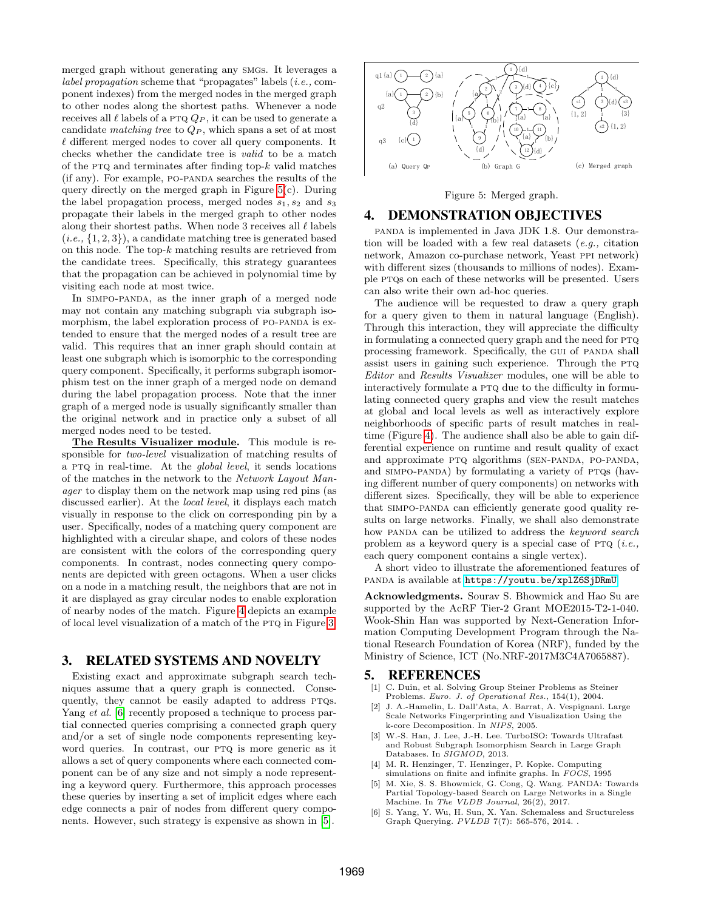merged graph without generating any SMGs. It leverages a *label propagation* scheme that "propagates" labels (*i.e.,* component indexes) from the merged nodes in the merged graph to other nodes along the shortest paths. Whenever a node receives all $\ell$ labels of a PTQ $Q_P$, it can be used to generate a candidate *matching tree* to $Q_P$, which spans a set of at most $\ell$ different merged nodes to cover all query components. It checks whether the candidate tree is *valid* to be a match of the PTQ and terminates after finding top-$k$ valid matches (if any). For example, PO-PANDA searches the results of the query directly on the merged graph in Figure 5(c). During the label propagation process, merged nodes $s_1, s_2$ and $s_3$ propagate their labels in the merged graph to other nodes along their shortest paths. When node 3 receives all $\ell$ labels (*i.e.,* $\{1, 2, 3\}$), a candidate matching tree is generated based on this node. The top-$k$ matching results are retrieved from the candidate trees. Specifically, this strategy guarantees that the propagation can be achieved in polynomial time by visiting each node at most twice.

In SIMPO-PANDA, as the inner graph of a merged node may not contain any matching subgraph via subgraph isomorphism, the label exploration process of PO-PANDA is extended to ensure that the merged nodes of a result tree are valid. This requires that an inner graph should contain at least one subgraph which is isomorphic to the corresponding query component. Specifically, it performs subgraph isomorphism test on the inner graph of a merged node on demand during the label propagation process. Note that the inner graph of a merged node is usually significantly smaller than the original network and in practice only a subset of all merged nodes need to be tested.

**The Results Visualizer module.** This module is responsible for *two-level* visualization of matching results of a PTQ in real-time. At the *global level*, it sends locations of the matches in the network to the *Network Layout Manager* to display them on the network map using red pins (as discussed earlier). At the *local level*, it displays each match visually in response to the click on corresponding pin by a user. Specifically, nodes of a matching query component are highlighted with a circular shape, and colors of these nodes are consistent with the colors of the corresponding query components. In contrast, nodes connecting query components are depicted with green octagons. When a user clicks on a node in a matching result, the neighbors that are not in it are displayed as gray circular nodes to enable exploration of nearby nodes of the match. Figure 4 depicts an example of local level visualization of a match of the PTQ in Figure 3.

## 3. RELATED SYSTEMS AND NOVELTY

Existing exact and approximate subgraph search techniques assume that a query graph is connected. Consequently, they cannot be easily adapted to address PTQs. Yang *et al.* [6] recently proposed a technique to process partial connected queries comprising a connected graph query and/or a set of single node components representing keyword queries. In contrast, our PTQ is more generic as it allows a set of query components where each connected component can be of any size and not simply a node representing a keyword query. Furthermore, this approach processes these queries by inserting a set of implicit edges where each edge connects a pair of nodes from different query components. However, such strategy is expensive as shown in [5].

(a) Query $Q_P$

(b) Graph G

(c) Merged graph

Figure 5: Merged graph.

## 4. DEMONSTRATION OBJECTIVES

PANDA is implemented in Java JDK 1.8. Our demonstration will be loaded with a few real datasets (*e.g.,* citation network, Amazon co-purchase network, Yeast PPI network) with different sizes (thousands to millions of nodes). Example PTQs on each of these networks will be presented. Users can also write their own ad-hoc queries.

The audience will be requested to draw a query graph for a query given to them in natural language (English). Through this interaction, they will appreciate the difficulty in formulating a connected query graph and the need for PTQ processing framework. Specifically, the GUI of PANDA shall assist users in gaining such experience. Through the *PTQ Editor* and *Results Visualizer* modules, one will be able to interactively formulate a PTQ due to the difficulty in formulating connected query graphs and view the result matches at global and local levels as well as interactively explore neighborhoods of specific parts of result matches in real-time (Figure 4). The audience shall also be able to gain differential experience on runtime and result quality of exact and approximate PTQ algorithms (SEN-PANDA, PO-PANDA, and SIMPO-PANDA) by formulating a variety of PTQs (having different number of query components) on networks with different sizes. Specifically, they will be able to experience that SIMPO-PANDA can efficiently generate good quality results on large networks. Finally, we shall also demonstrate how PANDA can be utilized to address the *keyword search* problem as a keyword query is a special case of PTQ (*i.e.,* each query component contains a single vertex).

A short video to illustrate the aforementioned features of PANDA is available at https://youtu.be/xplZ6SjDRmU.

**Acknowledgments.** Sourav S. Bhowmick and Hao Su are supported by the AcRF Tier-2 Grant MOE2015-T2-1-040. Wook-Shin Han was supported by Next-Generation Information Computing Development Program through the National Research Foundation of Korea (NRF), funded by the Ministry of Science, ICT (No.NRF-2017M3C4A7065887).

## 5. REFERENCES

[1] C. Duin, et al. Solving Group Steiner Problems as Steiner Problems. *Euro. J. of Operational Res.*, 154(1), 2004.

[2] J. A.-Hamelin, L. Dall'Asta, A. Barrat, A. Vespignani. Large Scale Networks Fingerprinting and Visualization Using the k-core Decomposition. In *NIPS*, 2005.

[3] W.-S. Han, J. Lee, J.-H. Lee. TurboISO: Towards Ultrafast and Robust Subgraph Isomorphism Search in Large Graph Databases. In *SIGMOD*, 2013.

[4] M. R. Henzinger, T. Henzinger, P. Kopke. Computing simulations on finite and infinite graphs. In *FOCS*, 1995

[5] M. Xie, S. S. Bhowmick, G. Cong, Q. Wang. PANDA: Towards Partial Topology-based Search on Large Networks in a Single Machine. In *The VLDB Journal*, 26(2), 2017.

[6] S. Yang, Y. Wu, H. Sun, X. Yan. Schemaless and Sructureless Graph Querying. *PVLDB* 7(7): 565-576, 2014. .